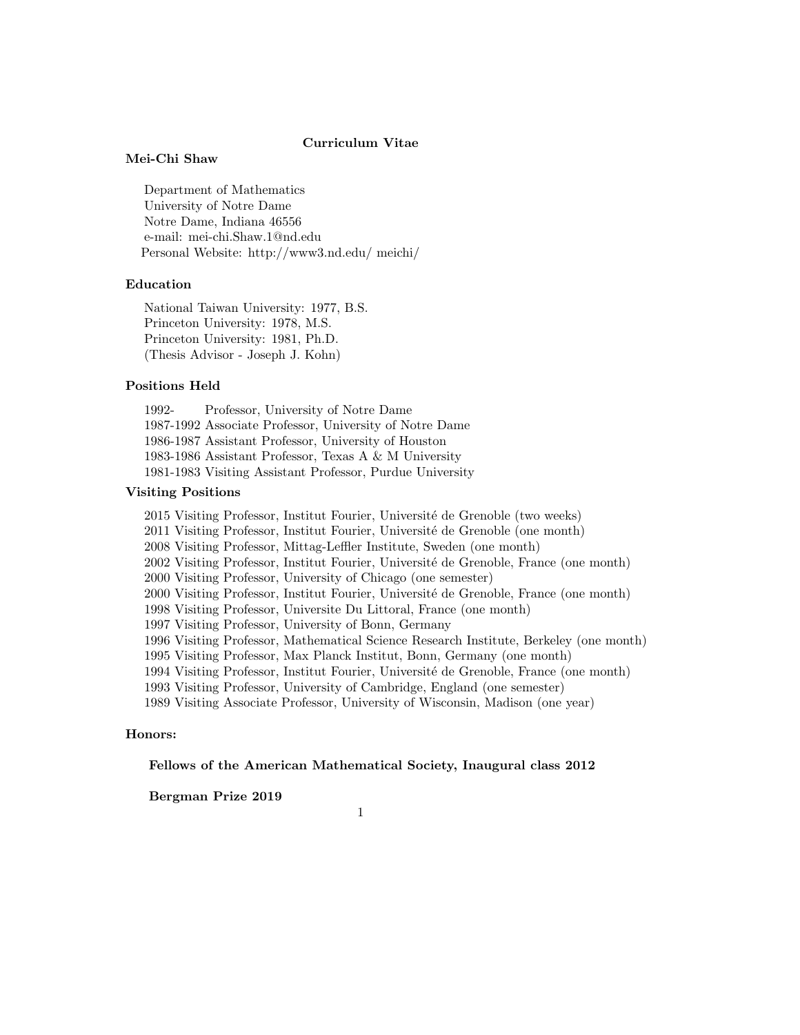# Curriculum Vitae

## Mei-Chi Shaw

Department of Mathematics
University of Notre Dame
Notre Dame, Indiana 46556
e-mail: mei-chi.Shaw.1@nd.edu
Personal Website: http://www3.nd.edu/ meichi/

## Education

National Taiwan University: 1977, B.S.
Princeton University: 1978, M.S.
Princeton University: 1981, Ph.D.
(Thesis Advisor - Joseph J. Kohn)

## Positions Held

1992- Professor, University of Notre Dame
1987-1992 Associate Professor, University of Notre Dame
1986-1987 Assistant Professor, University of Houston
1983-1986 Assistant Professor, Texas A & M University
1981-1983 Visiting Assistant Professor, Purdue University

## Visiting Positions

2015 Visiting Professor, Institut Fourier, Université de Grenoble (two weeks)
2011 Visiting Professor, Institut Fourier, Université de Grenoble (one month)
2008 Visiting Professor, Mittag-Leffler Institute, Sweden (one month)
2002 Visiting Professor, Institut Fourier, Université de Grenoble, France (one month)
2000 Visiting Professor, University of Chicago (one semester)
2000 Visiting Professor, Institut Fourier, Université de Grenoble, France (one month)
1998 Visiting Professor, Universite Du Littoral, France (one month)
1997 Visiting Professor, University of Bonn, Germany
1996 Visiting Professor, Mathematical Science Research Institute, Berkeley (one month)
1995 Visiting Professor, Max Planck Institut, Bonn, Germany (one month)
1994 Visiting Professor, Institut Fourier, Université de Grenoble, France (one month)
1993 Visiting Professor, University of Cambridge, England (one semester)
1989 Visiting Associate Professor, University of Wisconsin, Madison (one year)

## Honors:

**Fellows of the American Mathematical Society, Inaugural class 2012**

**Bergman Prize 2019**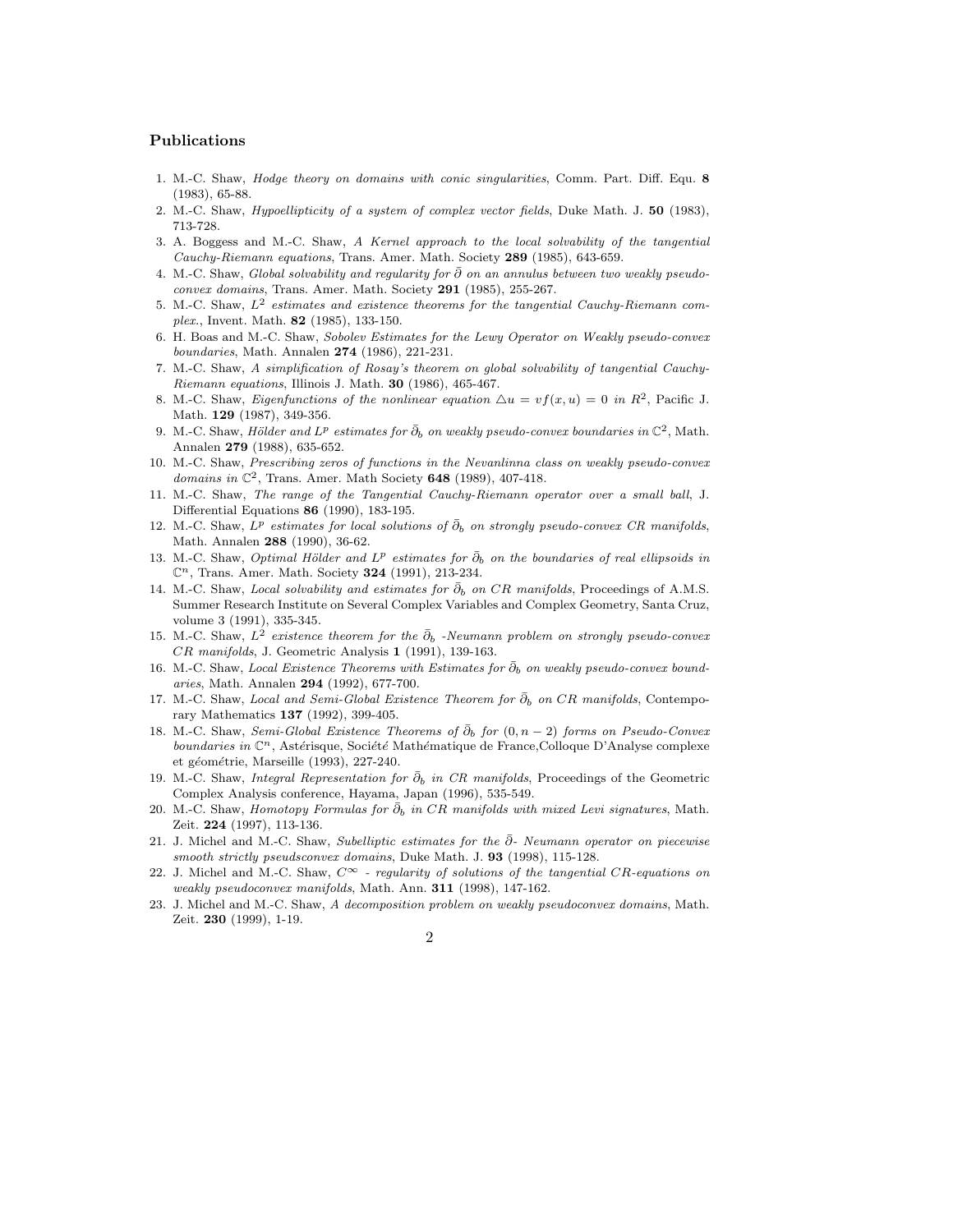## Publications

1. M.-C. Shaw, *Hodge theory on domains with conic singularities*, Comm. Part. Diff. Equ. **8** (1983), 65-88.
2. M.-C. Shaw, *Hypoellipticity of a system of complex vector fields*, Duke Math. J. **50** (1983), 713-728.
3. A. Boggess and M.-C. Shaw, *A Kernel approach to the local solvability of the tangential Cauchy-Riemann equations*, Trans. Amer. Math. Society **289** (1985), 643-659.
4. M.-C. Shaw, *Global solvability and regularity for $\bar\partial$ on an annulus between two weakly pseudo-convex domains*, Trans. Amer. Math. Society **291** (1985), 255-267.
5. M.-C. Shaw, *$L^2$ estimates and existence theorems for the tangential Cauchy-Riemann complex.*, Invent. Math. **82** (1985), 133-150.
6. H. Boas and M.-C. Shaw, *Sobolev Estimates for the Lewy Operator on Weakly pseudo-convex boundaries*, Math. Annalen **274** (1986), 221-231.
7. M.-C. Shaw, *A simplification of Rosay's theorem on global solvability of tangential Cauchy-Riemann equations*, Illinois J. Math. **30** (1986), 465-467.
8. M.-C. Shaw, *Eigenfunctions of the nonlinear equation $\triangle u = vf(x,u) = 0$ in $R^2$*, Pacific J. Math. **129** (1987), 349-356.
9. M.-C. Shaw, *Hölder and $L^p$ estimates for $\bar\partial_b$ on weakly pseudo-convex boundaries in $\mathbb{C}^2$*, Math. Annalen **279** (1988), 635-652.
10. M.-C. Shaw, *Prescribing zeros of functions in the Nevanlinna class on weakly pseudo-convex domains in $\mathbb{C}^2$*, Trans. Amer. Math Society **648** (1989), 407-418.
11. M.-C. Shaw, *The range of the Tangential Cauchy-Riemann operator over a small ball*, J. Differential Equations **86** (1990), 183-195.
12. M.-C. Shaw, *$L^p$ estimates for local solutions of $\bar\partial_b$ on strongly pseudo-convex CR manifolds*, Math. Annalen **288** (1990), 36-62.
13. M.-C. Shaw, *Optimal Hölder and $L^p$ estimates for $\bar\partial_b$ on the boundaries of real ellipsoids in $\mathbb{C}^n$*, Trans. Amer. Math. Society **324** (1991), 213-234.
14. M.-C. Shaw, *Local solvability and estimates for $\bar\partial_b$ on CR manifolds*, Proceedings of A.M.S. Summer Research Institute on Several Complex Variables and Complex Geometry, Santa Cruz, volume 3 (1991), 335-345.
15. M.-C. Shaw, *$L^2$ existence theorem for the $\bar\partial_b$ -Neumann problem on strongly pseudo-convex CR manifolds*, J. Geometric Analysis **1** (1991), 139-163.
16. M.-C. Shaw, *Local Existence Theorems with Estimates for $\bar\partial_b$ on weakly pseudo-convex boundaries*, Math. Annalen **294** (1992), 677-700.
17. M.-C. Shaw, *Local and Semi-Global Existence Theorem for $\bar\partial_b$ on CR manifolds*, Contemporary Mathematics **137** (1992), 399-405.
18. M.-C. Shaw, *Semi-Global Existence Theorems of $\bar\partial_b$ for $(0, n-2)$ forms on Pseudo-Convex boundaries in $\mathbb{C}^n$*, Astérisque, Société Mathématique de France,Colloque D'Analyse complexe et géométrie, Marseille (1993), 227-240.
19. M.-C. Shaw, *Integral Representation for $\bar\partial_b$ in CR manifolds*, Proceedings of the Geometric Complex Analysis conference, Hayama, Japan (1996), 535-549.
20. M.-C. Shaw, *Homotopy Formulas for $\bar\partial_b$ in CR manifolds with mixed Levi signatures*, Math. Zeit. **224** (1997), 113-136.
21. J. Michel and M.-C. Shaw, *Subelliptic estimates for the $\bar\partial$- Neumann operator on piecewise smooth strictly pseudsconvex domains*, Duke Math. J. **93** (1998), 115-128.
22. J. Michel and M.-C. Shaw, *$C^\infty$ - regularity of solutions of the tangential CR-equations on weakly pseudoconvex manifolds*, Math. Ann. **311** (1998), 147-162.
23. J. Michel and M.-C. Shaw, *A decomposition problem on weakly pseudoconvex domains*, Math. Zeit. **230** (1999), 1-19.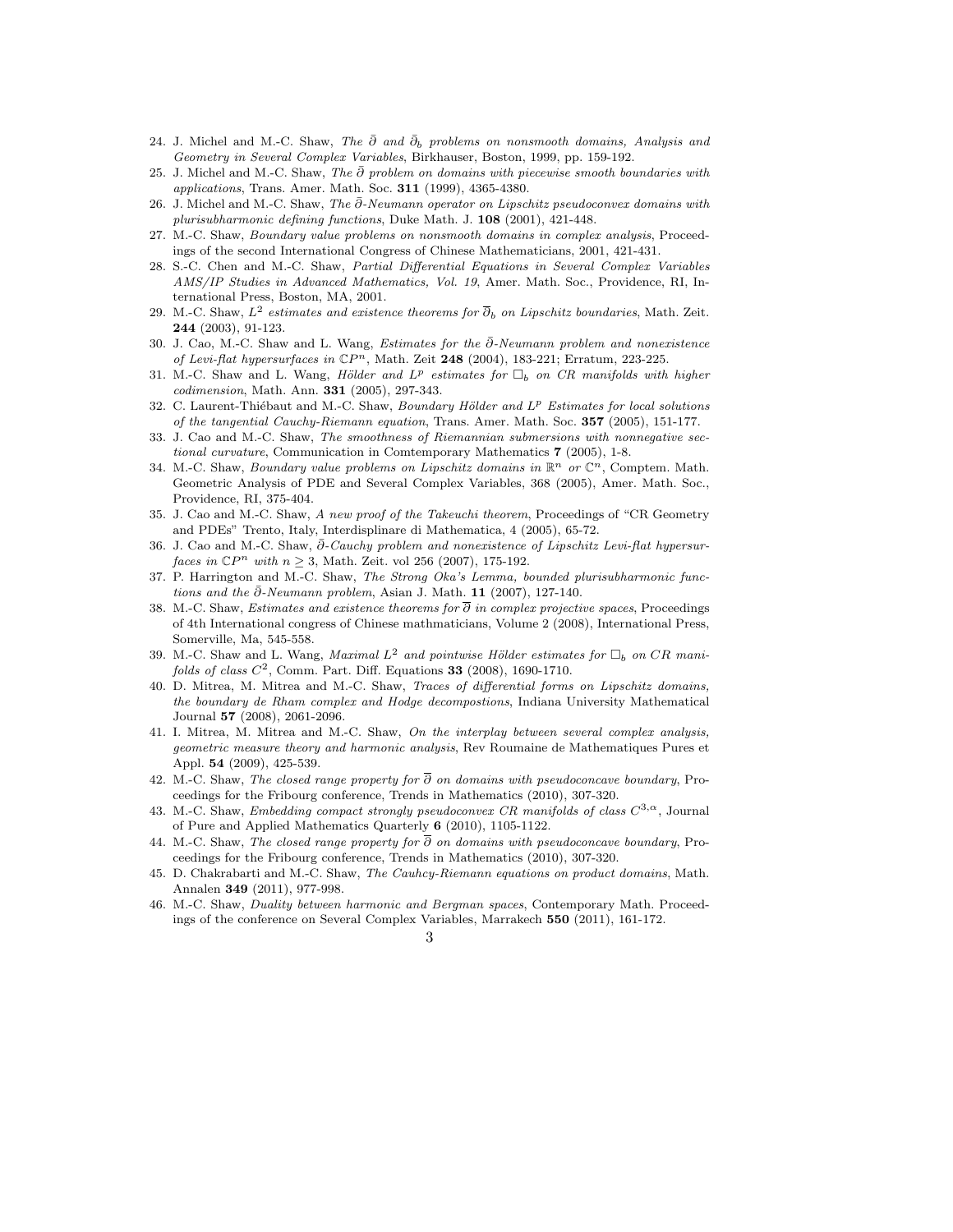24. J. Michel and M.-C. Shaw, *The $\bar\partial$ and $\bar\partial_b$ problems on nonsmooth domains, Analysis and Geometry in Several Complex Variables*, Birkhauser, Boston, 1999, pp. 159-192.
25. J. Michel and M.-C. Shaw, *The $\bar\partial$ problem on domains with piecewise smooth boundaries with applications*, Trans. Amer. Math. Soc. **311** (1999), 4365-4380.
26. J. Michel and M.-C. Shaw, *The $\bar\partial$-Neumann operator on Lipschitz pseudoconvex domains with plurisubharmonic defining functions*, Duke Math. J. **108** (2001), 421-448.
27. M.-C. Shaw, *Boundary value problems on nonsmooth domains in complex analysis*, Proceedings of the second International Congress of Chinese Mathematicians, 2001, 421-431.
28. S.-C. Chen and M.-C. Shaw, *Partial Differential Equations in Several Complex Variables AMS/IP Studies in Advanced Mathematics, Vol. 19*, Amer. Math. Soc., Providence, RI, International Press, Boston, MA, 2001.
29. M.-C. Shaw, *$L^2$ estimates and existence theorems for $\overline{\partial}_b$ on Lipschitz boundaries*, Math. Zeit. **244** (2003), 91-123.
30. J. Cao, M.-C. Shaw and L. Wang, *Estimates for the $\bar\partial$-Neumann problem and nonexistence of Levi-flat hypersurfaces in $\mathbb{C}P^n$*, Math. Zeit **248** (2004), 183-221; Erratum, 223-225.
31. M.-C. Shaw and L. Wang, *Hölder and $L^p$ estimates for $\Box_b$ on CR manifolds with higher codimension*, Math. Ann. **331** (2005), 297-343.
32. C. Laurent-Thiébaut and M.-C. Shaw, *Boundary Hölder and $L^p$ Estimates for local solutions of the tangential Cauchy-Riemann equation*, Trans. Amer. Math. Soc. **357** (2005), 151-177.
33. J. Cao and M.-C. Shaw, *The smoothness of Riemannian submersions with nonnegative sectional curvature*, Communication in Comtemporary Mathematics **7** (2005), 1-8.
34. M.-C. Shaw, *Boundary value problems on Lipschitz domains in $\mathbb{R}^n$ or $\mathbb{C}^n$*, Comptem. Math. Geometric Analysis of PDE and Several Complex Variables, 368 (2005), Amer. Math. Soc., Providence, RI, 375-404.
35. J. Cao and M.-C. Shaw, *A new proof of the Takeuchi theorem*, Proceedings of "CR Geometry and PDEs" Trento, Italy, Interdisplinare di Mathematica, 4 (2005), 65-72.
36. J. Cao and M.-C. Shaw, *$\bar\partial$-Cauchy problem and nonexistence of Lipschitz Levi-flat hypersurfaces in $\mathbb{C}P^n$ with $n \geq 3$*, Math. Zeit. vol 256 (2007), 175-192.
37. P. Harrington and M.-C. Shaw, *The Strong Oka's Lemma, bounded plurisubharmonic functions and the $\bar\partial$-Neumann problem*, Asian J. Math. **11** (2007), 127-140.
38. M.-C. Shaw, *Estimates and existence theorems for $\overline{\partial}$ in complex projective spaces*, Proceedings of 4th International congress of Chinese mathmaticians, Volume 2 (2008), International Press, Somerville, Ma, 545-558.
39. M.-C. Shaw and L. Wang, *Maximal $L^2$ and pointwise Hölder estimates for $\Box_b$ on CR manifolds of class $C^2$*, Comm. Part. Diff. Equations **33** (2008), 1690-1710.
40. D. Mitrea, M. Mitrea and M.-C. Shaw, *Traces of differential forms on Lipschitz domains, the boundary de Rham complex and Hodge decompostions*, Indiana University Mathematical Journal **57** (2008), 2061-2096.
41. I. Mitrea, M. Mitrea and M.-C. Shaw, *On the interplay between several complex analysis, geometric measure theory and harmonic analysis*, Rev Roumaine de Mathematiques Pures et Appl. **54** (2009), 425-539.
42. M.-C. Shaw, *The closed range property for $\overline{\partial}$ on domains with pseudoconcave boundary*, Proceedings for the Fribourg conference, Trends in Mathematics (2010), 307-320.
43. M.-C. Shaw, *Embedding compact strongly pseudoconvex CR manifolds of class $C^{3,\alpha}$*, Journal of Pure and Applied Mathematics Quarterly **6** (2010), 1105-1122.
44. M.-C. Shaw, *The closed range property for $\overline{\partial}$ on domains with pseudoconcave boundary*, Proceedings for the Fribourg conference, Trends in Mathematics (2010), 307-320.
45. D. Chakrabarti and M.-C. Shaw, *The Cauhcy-Riemann equations on product domains*, Math. Annalen **349** (2011), 977-998.
46. M.-C. Shaw, *Duality between harmonic and Bergman spaces*, Contemporary Math. Proceedings of the conference on Several Complex Variables, Marrakech **550** (2011), 161-172.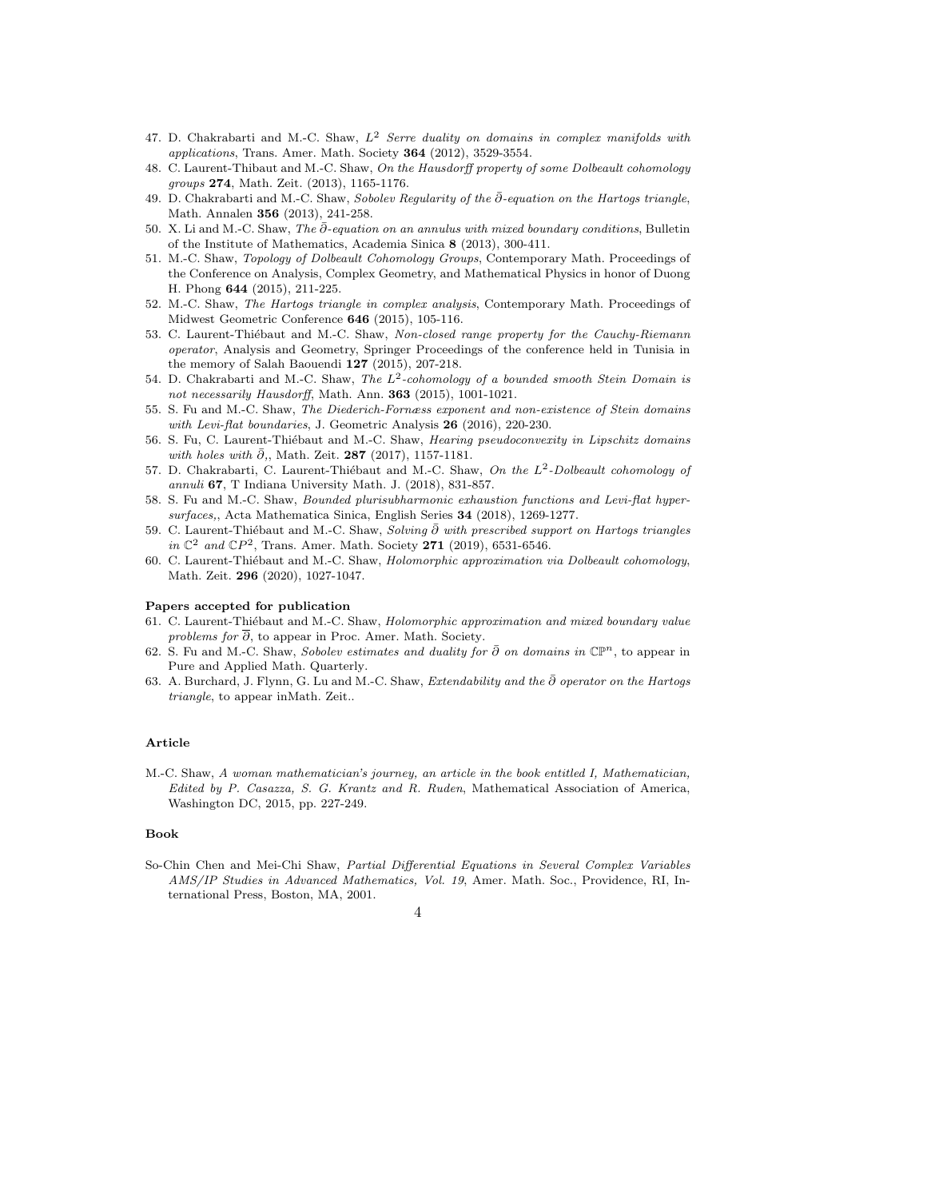47. D. Chakrabarti and M.-C. Shaw, *$L^2$ Serre duality on domains in complex manifolds with applications*, Trans. Amer. Math. Society **364** (2012), 3529-3554.
48. C. Laurent-Thibaut and M.-C. Shaw, *On the Hausdorff property of some Dolbeault cohomology groups* **274**, Math. Zeit. (2013), 1165-1176.
49. D. Chakrabarti and M.-C. Shaw, *Sobolev Regularity of the $\bar{\partial}$-equation on the Hartogs triangle*, Math. Annalen **356** (2013), 241-258.
50. X. Li and M.-C. Shaw, *The $\bar{\partial}$-equation on an annulus with mixed boundary conditions*, Bulletin of the Institute of Mathematics, Academia Sinica **8** (2013), 300-411.
51. M.-C. Shaw, *Topology of Dolbeault Cohomology Groups*, Contemporary Math. Proceedings of the Conference on Analysis, Complex Geometry, and Mathematical Physics in honor of Duong H. Phong **644** (2015), 211-225.
52. M.-C. Shaw, *The Hartogs triangle in complex analysis*, Contemporary Math. Proceedings of Midwest Geometric Conference **646** (2015), 105-116.
53. C. Laurent-Thiébaut and M.-C. Shaw, *Non-closed range property for the Cauchy-Riemann operator*, Analysis and Geometry, Springer Proceedings of the conference held in Tunisia in the memory of Salah Baouendi **127** (2015), 207-218.
54. D. Chakrabarti and M.-C. Shaw, *The $L^2$-cohomology of a bounded smooth Stein Domain is not necessarily Hausdorff*, Math. Ann. **363** (2015), 1001-1021.
55. S. Fu and M.-C. Shaw, *The Diederich-Fornæss exponent and non-existence of Stein domains with Levi-flat boundaries*, J. Geometric Analysis **26** (2016), 220-230.
56. S. Fu, C. Laurent-Thiébaut and M.-C. Shaw, *Hearing pseudoconvexity in Lipschitz domains with holes with $\bar{\partial}$,*, Math. Zeit. **287** (2017), 1157-1181.
57. D. Chakrabarti, C. Laurent-Thiébaut and M.-C. Shaw, *On the $L^2$-Dolbeault cohomology of annuli* **67**, T Indiana University Math. J. (2018), 831-857.
58. S. Fu and M.-C. Shaw, *Bounded plurisubharmonic exhaustion functions and Levi-flat hypersurfaces,*, Acta Mathematica Sinica, English Series **34** (2018), 1269-1277.
59. C. Laurent-Thiébaut and M.-C. Shaw, *Solving $\bar{\partial}$ with prescribed support on Hartogs triangles in $\mathbb{C}^2$ and $\mathbb{C}P^2$*, Trans. Amer. Math. Society **271** (2019), 6531-6546.
60. C. Laurent-Thiébaut and M.-C. Shaw, *Holomorphic approximation via Dolbeault cohomology*, Math. Zeit. **296** (2020), 1027-1047.

**Papers accepted for publication**

61. C. Laurent-Thiébaut and M.-C. Shaw, *Holomorphic approximation and mixed boundary value problems for $\overline{\partial}$*, to appear in Proc. Amer. Math. Society.
62. S. Fu and M.-C. Shaw, *Sobolev estimates and duality for $\bar{\partial}$ on domains in $\mathbb{CP}^n$*, to appear in Pure and Applied Math. Quarterly.
63. A. Burchard, J. Flynn, G. Lu and M.-C. Shaw, *Extendability and the $\bar{\partial}$ operator on the Hartogs triangle*, to appear inMath. Zeit..

### Article

M.-C. Shaw, *A woman mathematician's journey, an article in the book entitled I, Mathematician, Edited by P. Casazza, S. G. Krantz and R. Ruden*, Mathematical Association of America, Washington DC, 2015, pp. 227-249.

### Book

So-Chin Chen and Mei-Chi Shaw, *Partial Differential Equations in Several Complex Variables AMS/IP Studies in Advanced Mathematics, Vol. 19*, Amer. Math. Soc., Providence, RI, International Press, Boston, MA, 2001.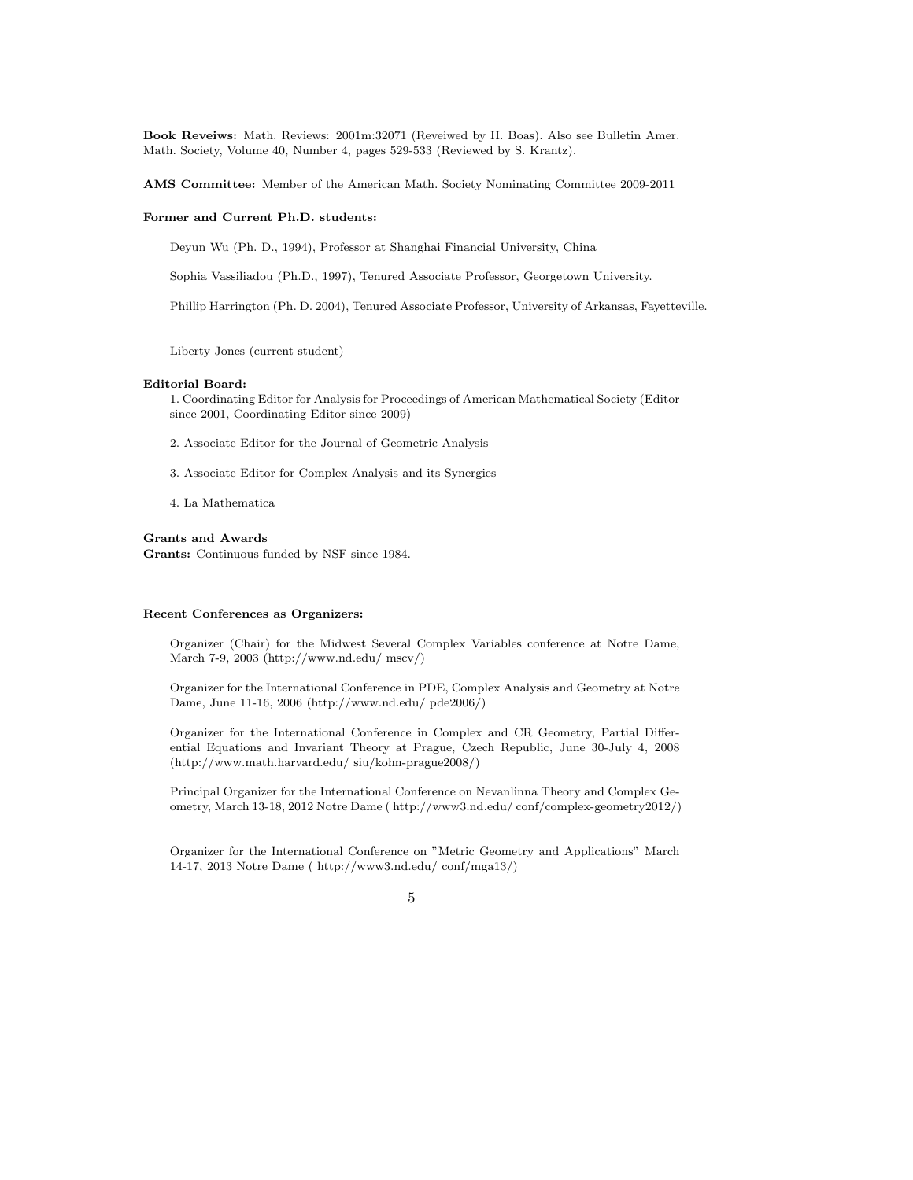**Book Reveiws:** Math. Reviews: 2001m:32071 (Reveiwed by H. Boas). Also see Bulletin Amer. Math. Society, Volume 40, Number 4, pages 529-533 (Reviewed by S. Krantz).

**AMS Committee:** Member of the American Math. Society Nominating Committee 2009-2011

**Former and Current Ph.D. students:**

Deyun Wu (Ph. D., 1994), Professor at Shanghai Financial University, China

Sophia Vassiliadou (Ph.D., 1997), Tenured Associate Professor, Georgetown University.

Phillip Harrington (Ph. D. 2004), Tenured Associate Professor, University of Arkansas, Fayetteville.

Liberty Jones (current student)

**Editorial Board:**

1. Coordinating Editor for Analysis for Proceedings of American Mathematical Society (Editor since 2001, Coordinating Editor since 2009)

2. Associate Editor for the Journal of Geometric Analysis

3. Associate Editor for Complex Analysis and its Synergies

4. La Mathematica

**Grants and Awards**

**Grants:** Continuous funded by NSF since 1984.

**Recent Conferences as Organizers:**

Organizer (Chair) for the Midwest Several Complex Variables conference at Notre Dame, March 7-9, 2003 (http://www.nd.edu/ mscv/)

Organizer for the International Conference in PDE, Complex Analysis and Geometry at Notre Dame, June 11-16, 2006 (http://www.nd.edu/ pde2006/)

Organizer for the International Conference in Complex and CR Geometry, Partial Differential Equations and Invariant Theory at Prague, Czech Republic, June 30-July 4, 2008 (http://www.math.harvard.edu/ siu/kohn-prague2008/)

Principal Organizer for the International Conference on Nevanlinna Theory and Complex Geometry, March 13-18, 2012 Notre Dame ( http://www3.nd.edu/ conf/complex-geometry2012/)

Organizer for the International Conference on "Metric Geometry and Applications" March 14-17, 2013 Notre Dame ( http://www3.nd.edu/ conf/mga13/)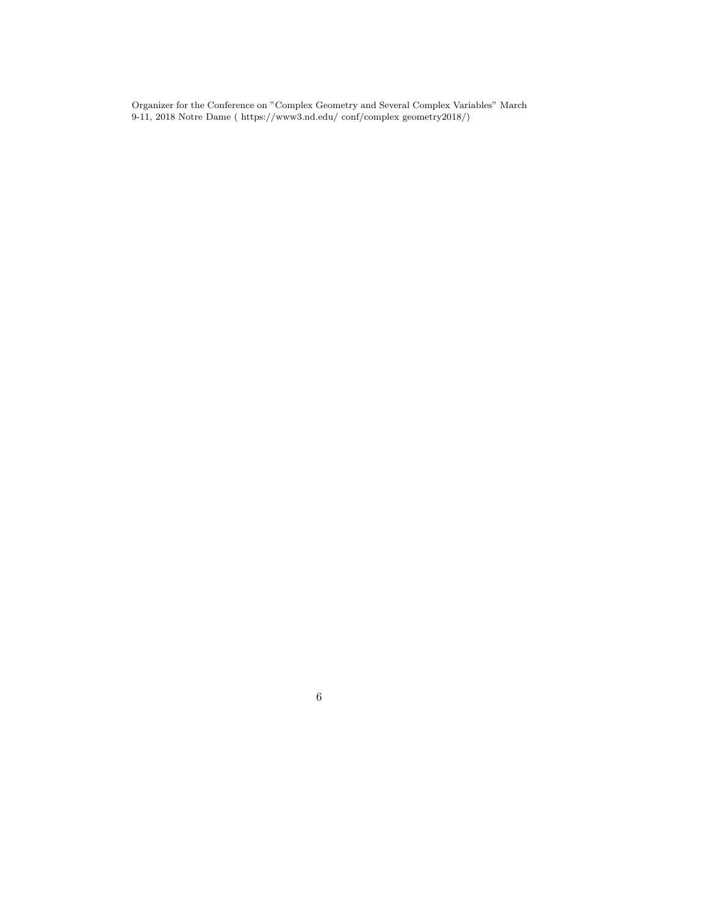Organizer for the Conference on "Complex Geometry and Several Complex Variables" March 9-11, 2018 Notre Dame ( https://www3.nd.edu/ conf/complex geometry2018/)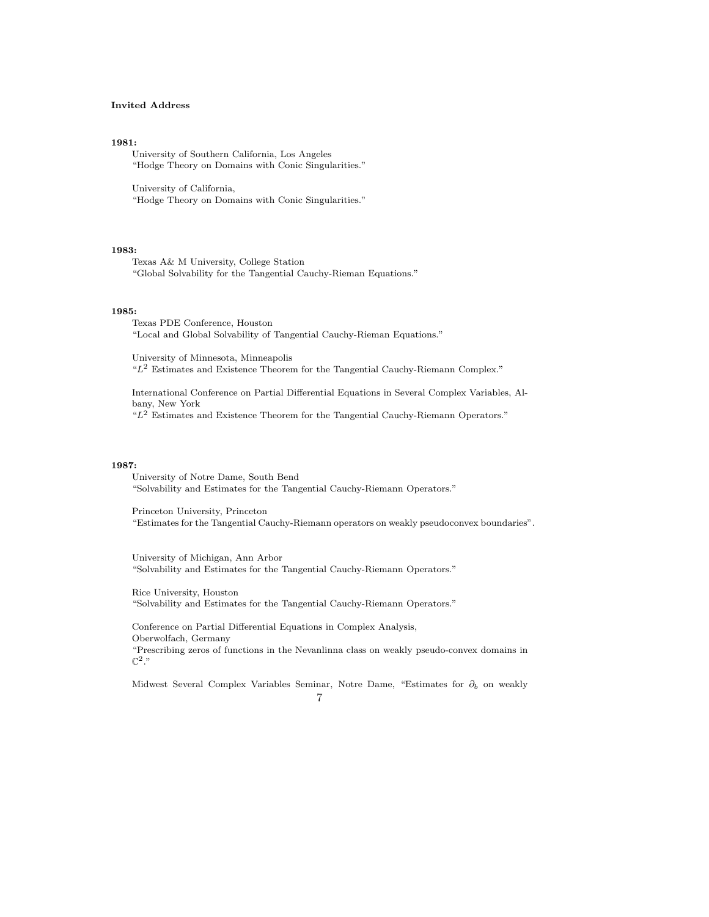**Invited Address**

**1981:**

University of Southern California, Los Angeles
"Hodge Theory on Domains with Conic Singularities."

University of California,
"Hodge Theory on Domains with Conic Singularities."

**1983:**

Texas A& M University, College Station
"Global Solvability for the Tangential Cauchy-Rieman Equations."

**1985:**

Texas PDE Conference, Houston
"Local and Global Solvability of Tangential Cauchy-Rieman Equations."

University of Minnesota, Minneapolis
"$L^2$ Estimates and Existence Theorem for the Tangential Cauchy-Riemann Complex."

International Conference on Partial Differential Equations in Several Complex Variables, Albany, New York
"$L^2$ Estimates and Existence Theorem for the Tangential Cauchy-Riemann Operators."

**1987:**

University of Notre Dame, South Bend
"Solvability and Estimates for the Tangential Cauchy-Riemann Operators."

Princeton University, Princeton
"Estimates for the Tangential Cauchy-Riemann operators on weakly pseudoconvex boundaries".

University of Michigan, Ann Arbor
"Solvability and Estimates for the Tangential Cauchy-Riemann Operators."

Rice University, Houston
"Solvability and Estimates for the Tangential Cauchy-Riemann Operators."

Conference on Partial Differential Equations in Complex Analysis,
Oberwolfach, Germany
"Prescribing zeros of functions in the Nevanlinna class on weakly pseudo-convex domains in $\mathbb{C}^2$."

Midwest Several Complex Variables Seminar, Notre Dame, "Estimates for $\bar{\partial}_b$ on weakly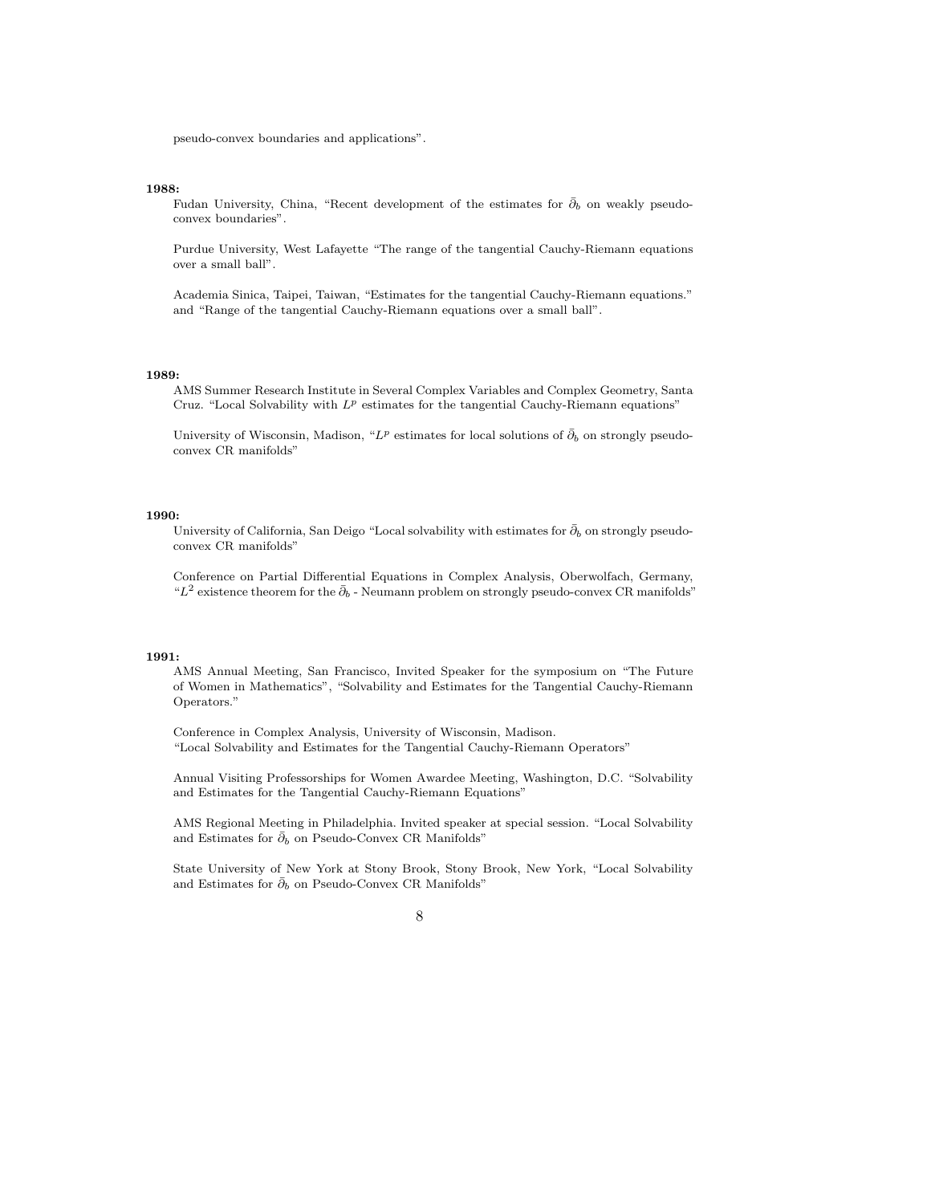pseudo-convex boundaries and applications".

**1988:**

Fudan University, China, "Recent development of the estimates for $\bar{\partial}_b$ on weakly pseudo-convex boundaries".

Purdue University, West Lafayette "The range of the tangential Cauchy-Riemann equations over a small ball".

Academia Sinica, Taipei, Taiwan, "Estimates for the tangential Cauchy-Riemann equations." and "Range of the tangential Cauchy-Riemann equations over a small ball".

**1989:**

AMS Summer Research Institute in Several Complex Variables and Complex Geometry, Santa Cruz. "Local Solvability with $L^p$ estimates for the tangential Cauchy-Riemann equations"

University of Wisconsin, Madison, "$L^p$ estimates for local solutions of $\bar{\partial}_b$ on strongly pseudo-convex CR manifolds"

**1990:**

University of California, San Deigo "Local solvability with estimates for $\bar{\partial}_b$ on strongly pseudo-convex CR manifolds"

Conference on Partial Differential Equations in Complex Analysis, Oberwolfach, Germany, "$L^2$ existence theorem for the $\bar{\partial}_b$ - Neumann problem on strongly pseudo-convex CR manifolds"

**1991:**

AMS Annual Meeting, San Francisco, Invited Speaker for the symposium on "The Future of Women in Mathematics", "Solvability and Estimates for the Tangential Cauchy-Riemann Operators."

Conference in Complex Analysis, University of Wisconsin, Madison.
"Local Solvability and Estimates for the Tangential Cauchy-Riemann Operators"

Annual Visiting Professorships for Women Awardee Meeting, Washington, D.C. "Solvability and Estimates for the Tangential Cauchy-Riemann Equations"

AMS Regional Meeting in Philadelphia. Invited speaker at special session. "Local Solvability and Estimates for $\bar{\partial}_b$ on Pseudo-Convex CR Manifolds"

State University of New York at Stony Brook, Stony Brook, New York, "Local Solvability and Estimates for $\bar{\partial}_b$ on Pseudo-Convex CR Manifolds"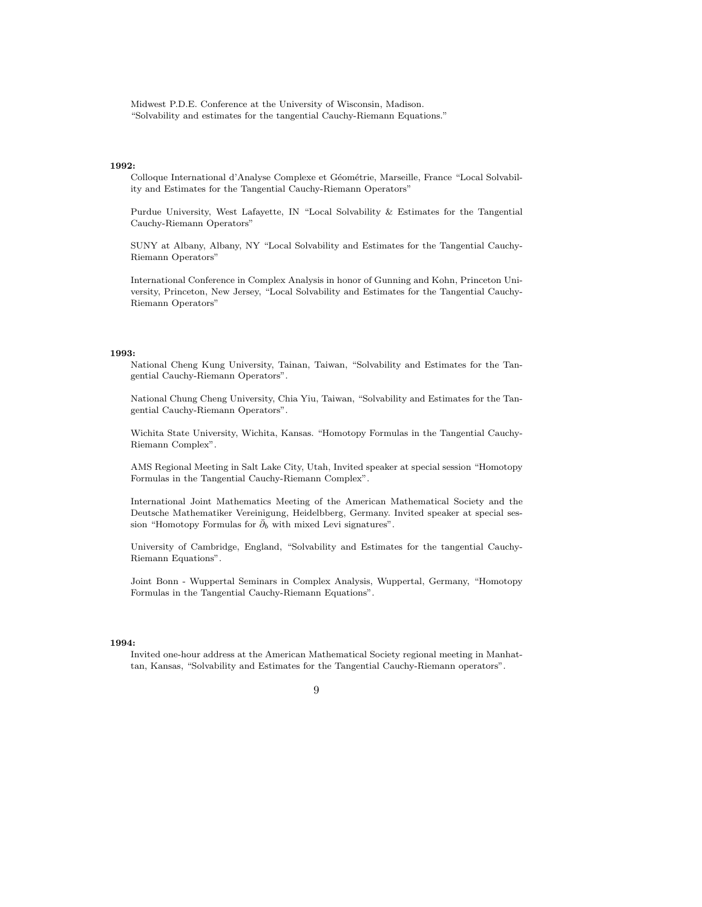Midwest P.D.E. Conference at the University of Wisconsin, Madison.
"Solvability and estimates for the tangential Cauchy-Riemann Equations."

**1992:**

Colloque International d'Analyse Complexe et Géométrie, Marseille, France "Local Solvability and Estimates for the Tangential Cauchy-Riemann Operators"

Purdue University, West Lafayette, IN "Local Solvability & Estimates for the Tangential Cauchy-Riemann Operators"

SUNY at Albany, Albany, NY "Local Solvability and Estimates for the Tangential Cauchy-Riemann Operators"

International Conference in Complex Analysis in honor of Gunning and Kohn, Princeton University, Princeton, New Jersey, "Local Solvability and Estimates for the Tangential Cauchy-Riemann Operators"

**1993:**

National Cheng Kung University, Tainan, Taiwan, "Solvability and Estimates for the Tangential Cauchy-Riemann Operators".

National Chung Cheng University, Chia Yiu, Taiwan, "Solvability and Estimates for the Tangential Cauchy-Riemann Operators".

Wichita State University, Wichita, Kansas. "Homotopy Formulas in the Tangential Cauchy-Riemann Complex".

AMS Regional Meeting in Salt Lake City, Utah, Invited speaker at special session "Homotopy Formulas in the Tangential Cauchy-Riemann Complex".

International Joint Mathematics Meeting of the American Mathematical Society and the Deutsche Mathematiker Vereinigung, Heidelbberg, Germany. Invited speaker at special session "Homotopy Formulas for $\bar{\partial}_b$ with mixed Levi signatures".

University of Cambridge, England, "Solvability and Estimates for the tangential Cauchy-Riemann Equations".

Joint Bonn - Wuppertal Seminars in Complex Analysis, Wuppertal, Germany, "Homotopy Formulas in the Tangential Cauchy-Riemann Equations".

**1994:**

Invited one-hour address at the American Mathematical Society regional meeting in Manhattan, Kansas, "Solvability and Estimates for the Tangential Cauchy-Riemann operators".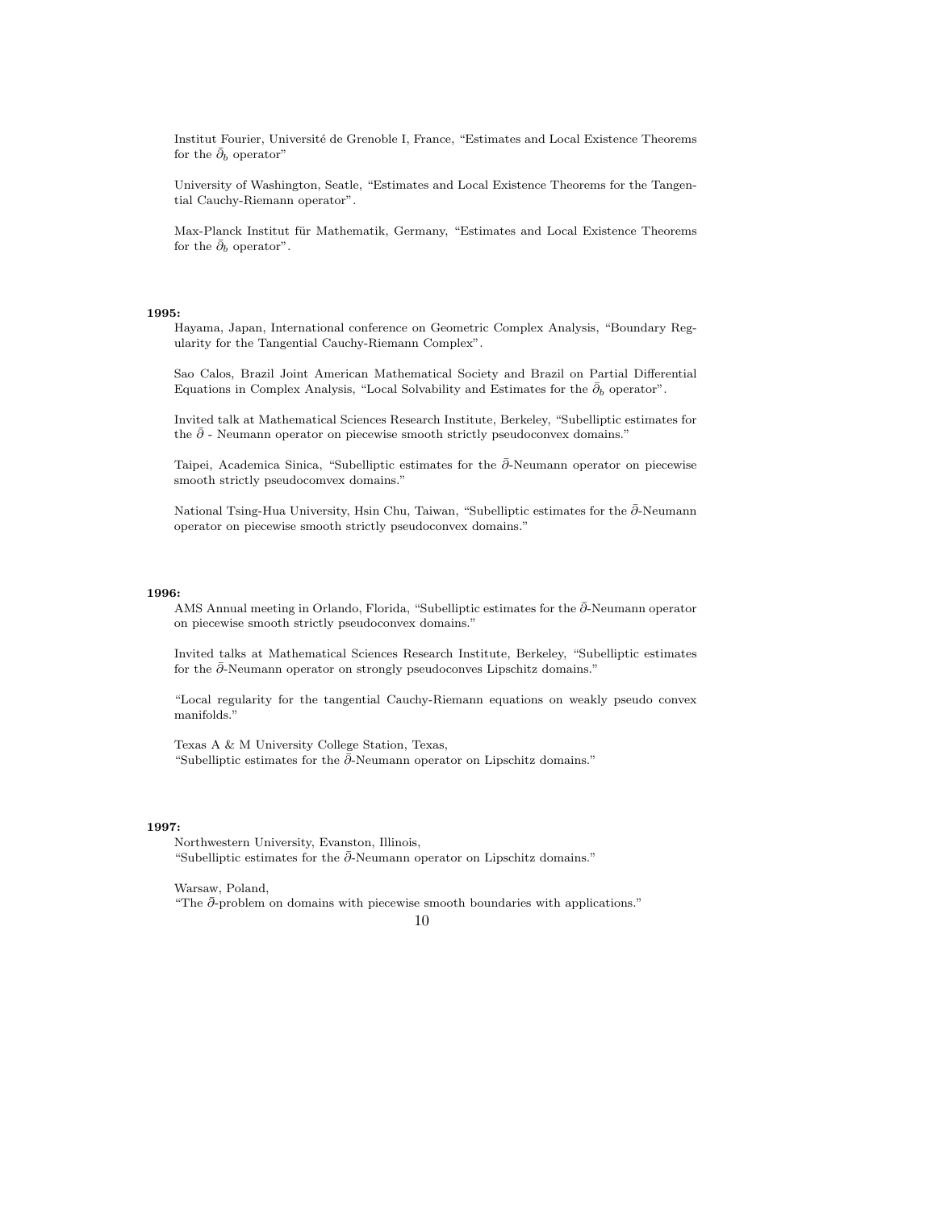Institut Fourier, Université de Grenoble I, France, “Estimates and Local Existence Theorems for the $\bar{\partial}_b$ operator”

University of Washington, Seatle, “Estimates and Local Existence Theorems for the Tangential Cauchy-Riemann operator”.

Max-Planck Institut für Mathematik, Germany, “Estimates and Local Existence Theorems for the $\bar{\partial}_b$ operator”.

**1995:**

Hayama, Japan, International conference on Geometric Complex Analysis, “Boundary Regularity for the Tangential Cauchy-Riemann Complex”.

Sao Calos, Brazil Joint American Mathematical Society and Brazil on Partial Differential Equations in Complex Analysis, “Local Solvability and Estimates for the $\bar{\partial}_b$ operator”.

Invited talk at Mathematical Sciences Research Institute, Berkeley, “Subelliptic estimates for the $\bar{\partial}$ - Neumann operator on piecewise smooth strictly pseudoconvex domains.”

Taipei, Academica Sinica, “Subelliptic estimates for the $\bar{\partial}$-Neumann operator on piecewise smooth strictly pseudocomvex domains.”

National Tsing-Hua University, Hsin Chu, Taiwan, “Subelliptic estimates for the $\bar{\partial}$-Neumann operator on piecewise smooth strictly pseudoconvex domains.”

**1996:**

AMS Annual meeting in Orlando, Florida, “Subelliptic estimates for the $\bar{\partial}$-Neumann operator on piecewise smooth strictly pseudoconvex domains.”

Invited talks at Mathematical Sciences Research Institute, Berkeley, “Subelliptic estimates for the $\bar{\partial}$-Neumann operator on strongly pseudoconves Lipschitz domains.”

“Local regularity for the tangential Cauchy-Riemann equations on weakly pseudo convex manifolds.”

Texas A & M University College Station, Texas,
“Subelliptic estimates for the $\bar{\partial}$-Neumann operator on Lipschitz domains.”

**1997:**

Northwestern University, Evanston, Illinois,
“Subelliptic estimates for the $\bar{\partial}$-Neumann operator on Lipschitz domains.”

Warsaw, Poland,
“The $\bar{\partial}$-problem on domains with piecewise smooth boundaries with applications.”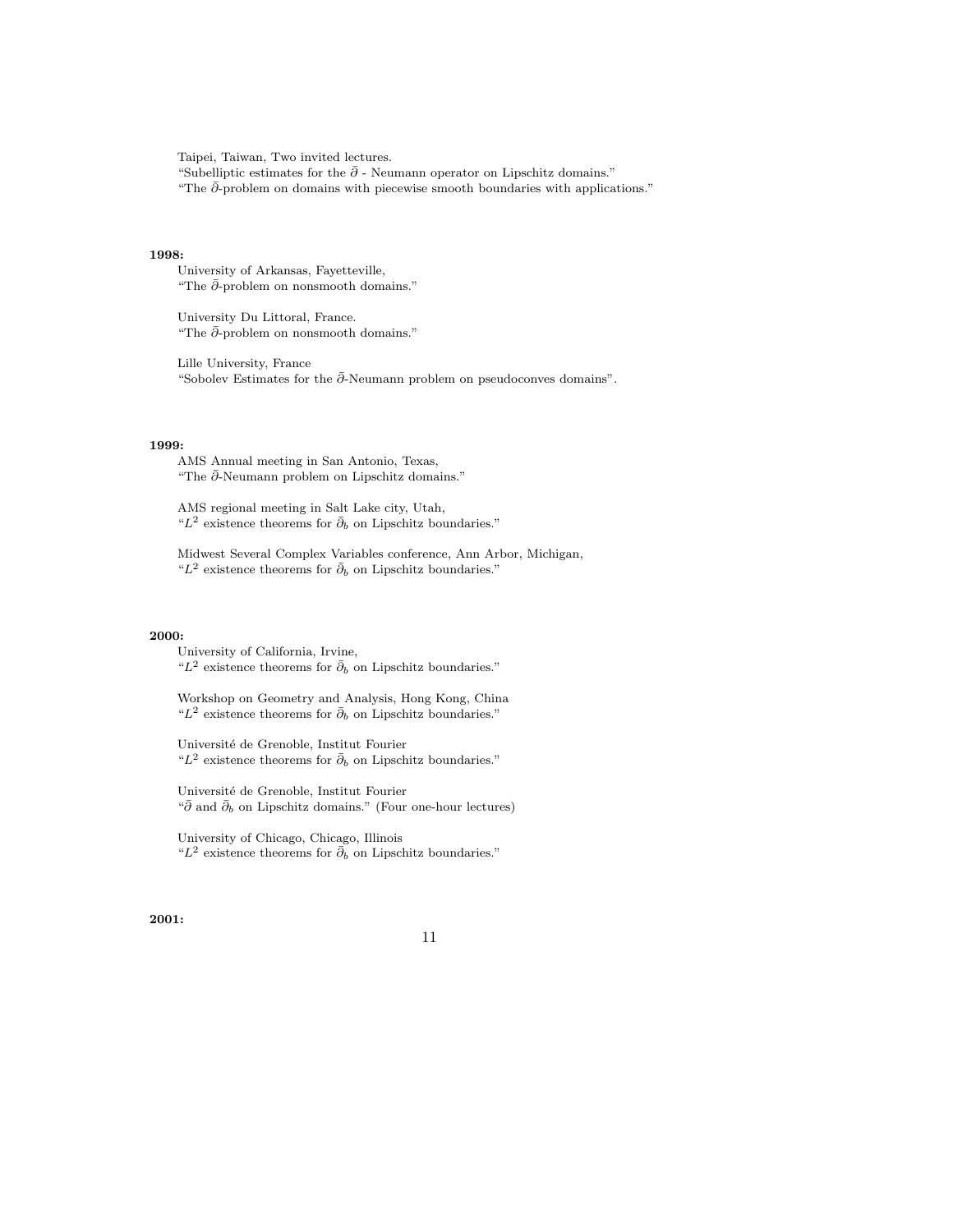Taipei, Taiwan, Two invited lectures.
"Subelliptic estimates for the $\bar{\partial}$ - Neumann operator on Lipschitz domains."
"The $\bar{\partial}$-problem on domains with piecewise smooth boundaries with applications."

**1998:**

University of Arkansas, Fayetteville,
"The $\bar{\partial}$-problem on nonsmooth domains."

University Du Littoral, France.
"The $\bar{\partial}$-problem on nonsmooth domains."

Lille University, France
"Sobolev Estimates for the $\bar{\partial}$-Neumann problem on pseudoconves domains".

**1999:**

AMS Annual meeting in San Antonio, Texas,
"The $\bar{\partial}$-Neumann problem on Lipschitz domains."

AMS regional meeting in Salt Lake city, Utah,
"$L^2$ existence theorems for $\bar{\partial}_b$ on Lipschitz boundaries."

Midwest Several Complex Variables conference, Ann Arbor, Michigan,
"$L^2$ existence theorems for $\bar{\partial}_b$ on Lipschitz boundaries."

**2000:**

University of California, Irvine,
"$L^2$ existence theorems for $\bar{\partial}_b$ on Lipschitz boundaries."

Workshop on Geometry and Analysis, Hong Kong, China
"$L^2$ existence theorems for $\bar{\partial}_b$ on Lipschitz boundaries."

Université de Grenoble, Institut Fourier
"$L^2$ existence theorems for $\bar{\partial}_b$ on Lipschitz boundaries."

Université de Grenoble, Institut Fourier
"$\bar{\partial}$ and $\bar{\partial}_b$ on Lipschitz domains." (Four one-hour lectures)

University of Chicago, Chicago, Illinois
"$L^2$ existence theorems for $\bar{\partial}_b$ on Lipschitz boundaries."

**2001:**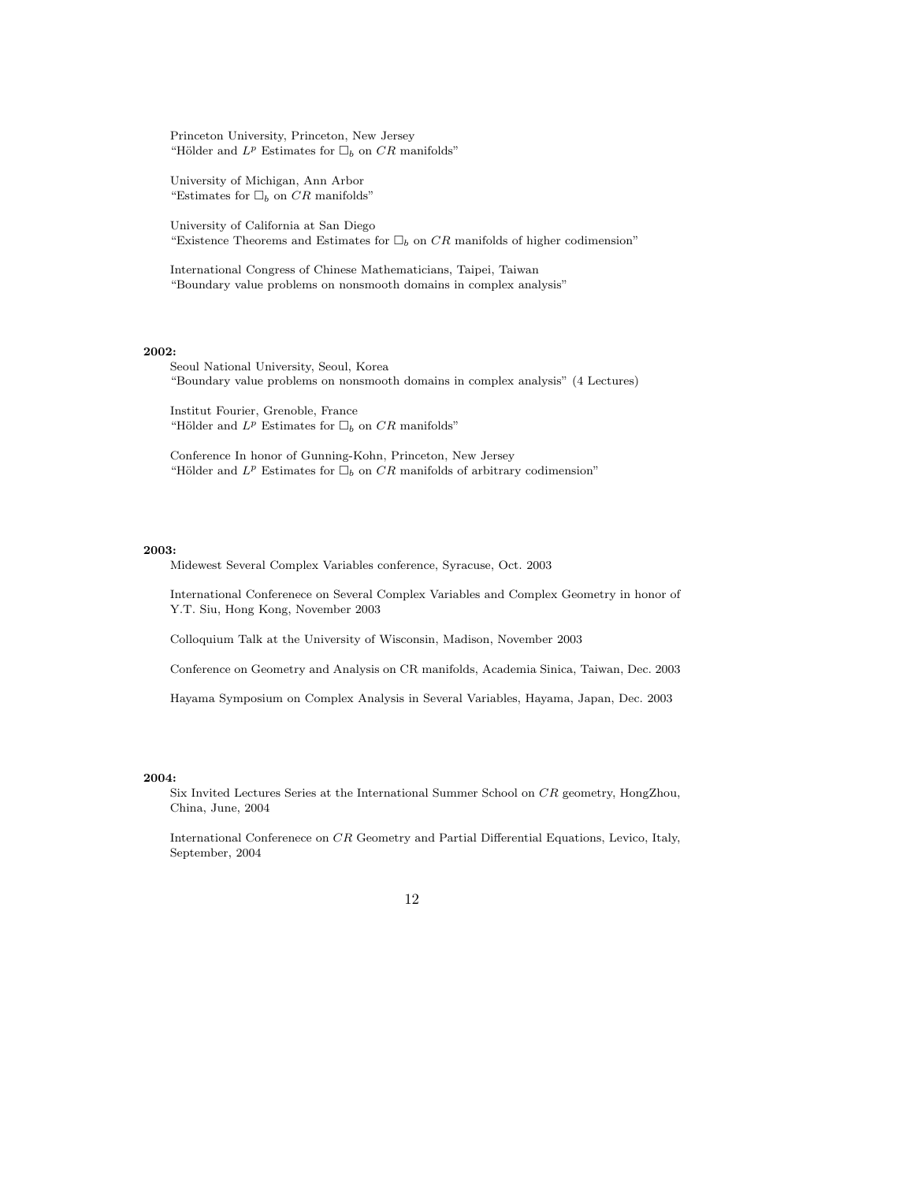Princeton University, Princeton, New Jersey
"Hölder and $L^p$ Estimates for $\Box_b$ on $CR$ manifolds"

University of Michigan, Ann Arbor
"Estimates for $\Box_b$ on $CR$ manifolds"

University of California at San Diego
"Existence Theorems and Estimates for $\Box_b$ on $CR$ manifolds of higher codimension"

International Congress of Chinese Mathematicians, Taipei, Taiwan
"Boundary value problems on nonsmooth domains in complex analysis"

**2002:**

Seoul National University, Seoul, Korea
"Boundary value problems on nonsmooth domains in complex analysis" (4 Lectures)

Institut Fourier, Grenoble, France
"Hölder and $L^p$ Estimates for $\Box_b$ on $CR$ manifolds"

Conference In honor of Gunning-Kohn, Princeton, New Jersey
"Hölder and $L^p$ Estimates for $\Box_b$ on $CR$ manifolds of arbitrary codimension"

**2003:**

Midewest Several Complex Variables conference, Syracuse, Oct. 2003

International Conferenece on Several Complex Variables and Complex Geometry in honor of Y.T. Siu, Hong Kong, November 2003

Colloquium Talk at the University of Wisconsin, Madison, November 2003

Conference on Geometry and Analysis on CR manifolds, Academia Sinica, Taiwan, Dec. 2003

Hayama Symposium on Complex Analysis in Several Variables, Hayama, Japan, Dec. 2003

**2004:**

Six Invited Lectures Series at the International Summer School on $CR$ geometry, HongZhou, China, June, 2004

International Conferenece on $CR$ Geometry and Partial Differential Equations, Levico, Italy, September, 2004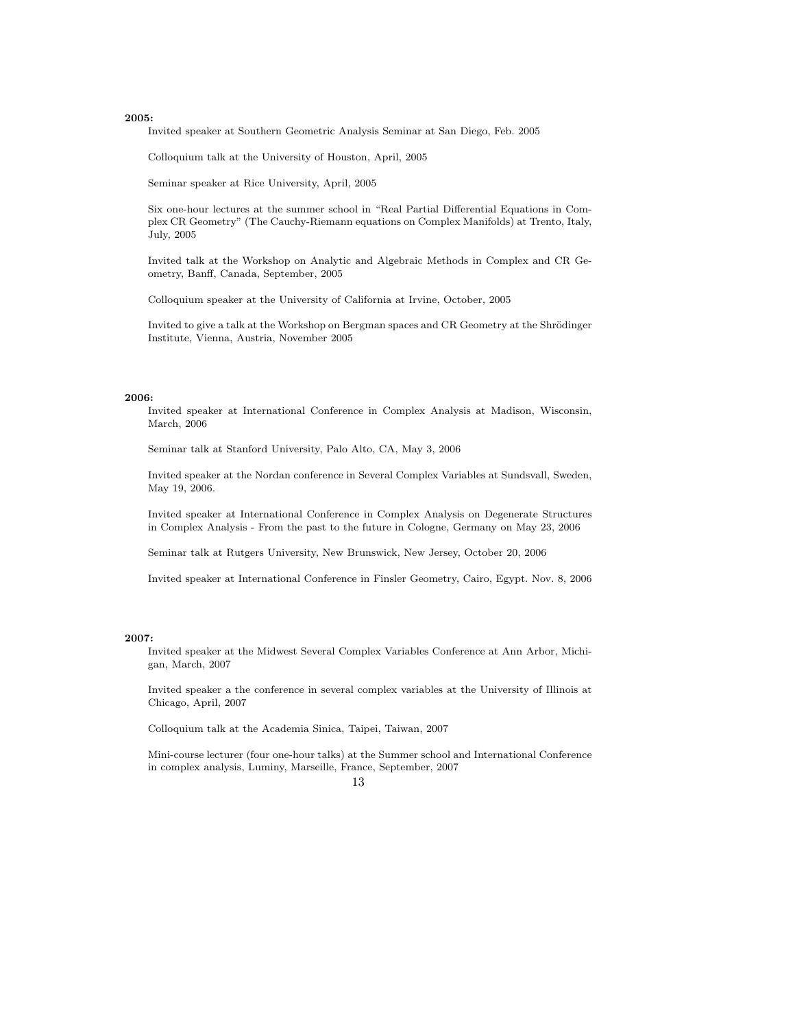**2005:**

Invited speaker at Southern Geometric Analysis Seminar at San Diego, Feb. 2005

Colloquium talk at the University of Houston, April, 2005

Seminar speaker at Rice University, April, 2005

Six one-hour lectures at the summer school in "Real Partial Differential Equations in Complex CR Geometry" (The Cauchy-Riemann equations on Complex Manifolds) at Trento, Italy, July, 2005

Invited talk at the Workshop on Analytic and Algebraic Methods in Complex and CR Geometry, Banff, Canada, September, 2005

Colloquium speaker at the University of California at Irvine, October, 2005

Invited to give a talk at the Workshop on Bergman spaces and CR Geometry at the Shrödinger Institute, Vienna, Austria, November 2005

**2006:**

Invited speaker at International Conference in Complex Analysis at Madison, Wisconsin, March, 2006

Seminar talk at Stanford University, Palo Alto, CA, May 3, 2006

Invited speaker at the Nordan conference in Several Complex Variables at Sundsvall, Sweden, May 19, 2006.

Invited speaker at International Conference in Complex Analysis on Degenerate Structures in Complex Analysis - From the past to the future in Cologne, Germany on May 23, 2006

Seminar talk at Rutgers University, New Brunswick, New Jersey, October 20, 2006

Invited speaker at International Conference in Finsler Geometry, Cairo, Egypt. Nov. 8, 2006

**2007:**

Invited speaker at the Midwest Several Complex Variables Conference at Ann Arbor, Michigan, March, 2007

Invited speaker a the conference in several complex variables at the University of Illinois at Chicago, April, 2007

Colloquium talk at the Academia Sinica, Taipei, Taiwan, 2007

Mini-course lecturer (four one-hour talks) at the Summer school and International Conference in complex analysis, Luminy, Marseille, France, September, 2007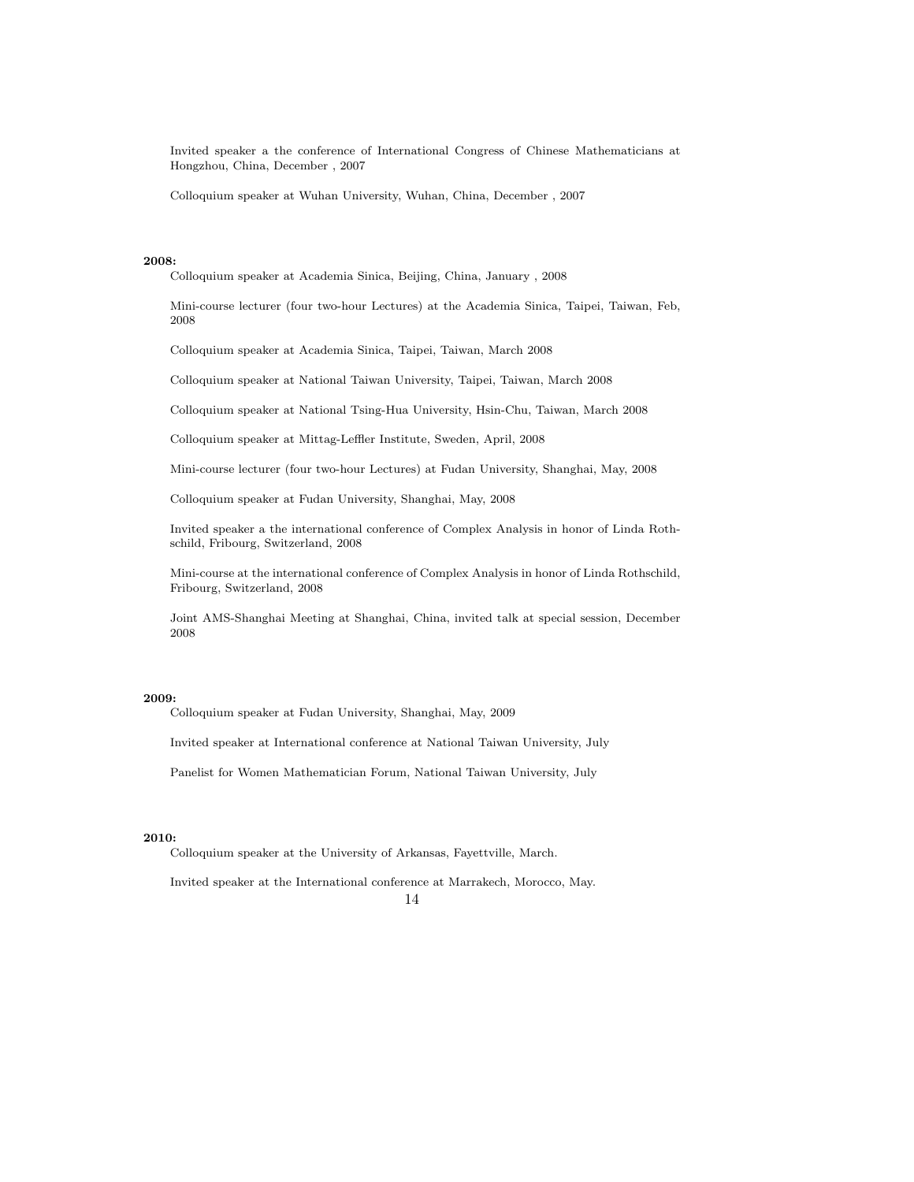Invited speaker a the conference of International Congress of Chinese Mathematicians at Hongzhou, China, December , 2007

Colloquium speaker at Wuhan University, Wuhan, China, December , 2007

**2008:**

Colloquium speaker at Academia Sinica, Beijing, China, January , 2008

Mini-course lecturer (four two-hour Lectures) at the Academia Sinica, Taipei, Taiwan, Feb, 2008

Colloquium speaker at Academia Sinica, Taipei, Taiwan, March 2008

Colloquium speaker at National Taiwan University, Taipei, Taiwan, March 2008

Colloquium speaker at National Tsing-Hua University, Hsin-Chu, Taiwan, March 2008

Colloquium speaker at Mittag-Leffler Institute, Sweden, April, 2008

Mini-course lecturer (four two-hour Lectures) at Fudan University, Shanghai, May, 2008

Colloquium speaker at Fudan University, Shanghai, May, 2008

Invited speaker a the international conference of Complex Analysis in honor of Linda Rothschild, Fribourg, Switzerland, 2008

Mini-course at the international conference of Complex Analysis in honor of Linda Rothschild, Fribourg, Switzerland, 2008

Joint AMS-Shanghai Meeting at Shanghai, China, invited talk at special session, December 2008

**2009:**

Colloquium speaker at Fudan University, Shanghai, May, 2009

Invited speaker at International conference at National Taiwan University, July

Panelist for Women Mathematician Forum, National Taiwan University, July

**2010:**

Colloquium speaker at the University of Arkansas, Fayettville, March.

Invited speaker at the International conference at Marrakech, Morocco, May.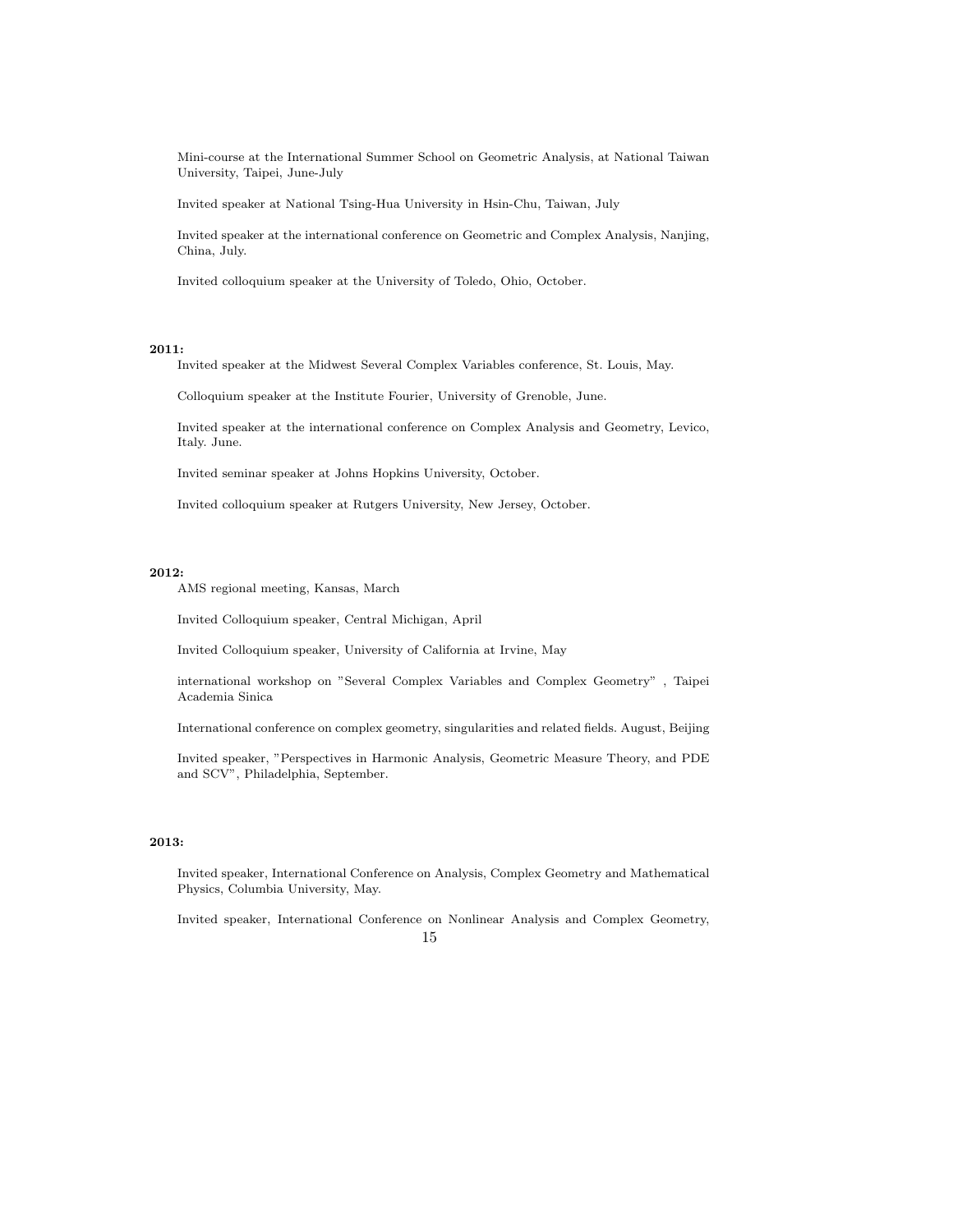Mini-course at the International Summer School on Geometric Analysis, at National Taiwan University, Taipei, June-July

Invited speaker at National Tsing-Hua University in Hsin-Chu, Taiwan, July

Invited speaker at the international conference on Geometric and Complex Analysis, Nanjing, China, July.

Invited colloquium speaker at the University of Toledo, Ohio, October.

**2011:**

Invited speaker at the Midwest Several Complex Variables conference, St. Louis, May.

Colloquium speaker at the Institute Fourier, University of Grenoble, June.

Invited speaker at the international conference on Complex Analysis and Geometry, Levico, Italy. June.

Invited seminar speaker at Johns Hopkins University, October.

Invited colloquium speaker at Rutgers University, New Jersey, October.

**2012:**

AMS regional meeting, Kansas, March

Invited Colloquium speaker, Central Michigan, April

Invited Colloquium speaker, University of California at Irvine, May

international workshop on "Several Complex Variables and Complex Geometry" , Taipei Academia Sinica

International conference on complex geometry, singularities and related fields. August, Beijing

Invited speaker, "Perspectives in Harmonic Analysis, Geometric Measure Theory, and PDE and SCV", Philadelphia, September.

**2013:**

Invited speaker, International Conference on Analysis, Complex Geometry and Mathematical Physics, Columbia University, May.

Invited speaker, International Conference on Nonlinear Analysis and Complex Geometry,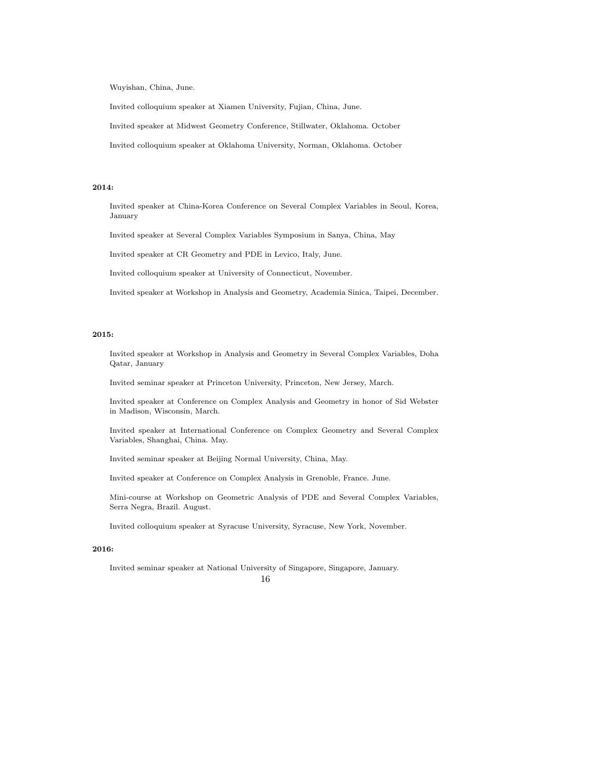Wuyishan, China, June.

Invited colloquium speaker at Xiamen University, Fujian, China, June.

Invited speaker at Midwest Geometry Conference, Stillwater, Oklahoma. October

Invited colloquium speaker at Oklahoma University, Norman, Oklahoma. October

**2014:**

Invited speaker at China-Korea Conference on Several Complex Variables in Seoul, Korea, January

Invited speaker at Several Complex Variables Symposium in Sanya, China, May

Invited speaker at CR Geometry and PDE in Levico, Italy, June.

Invited colloquium speaker at University of Connecticut, November.

Invited speaker at Workshop in Analysis and Geometry, Academia Sinica, Taipei, December.

**2015:**

Invited speaker at Workshop in Analysis and Geometry in Several Complex Variables, Doha Qatar, January

Invited seminar speaker at Princeton University, Princeton, New Jersey, March.

Invited speaker at Conference on Complex Analysis and Geometry in honor of Sid Webster in Madison, Wisconsin, March.

Invited speaker at International Conference on Complex Geometry and Several Complex Variables, Shanghai, China. May.

Invited seminar speaker at Beijing Normal University, China, May.

Invited speaker at Conference on Complex Analysis in Grenoble, France. June.

Mini-course at Workshop on Geometric Analysis of PDE and Several Complex Variables, Serra Negra, Brazil. August.

Invited colloquium speaker at Syracuse University, Syracuse, New York, November.

**2016:**

Invited seminar speaker at National University of Singapore, Singapore, January.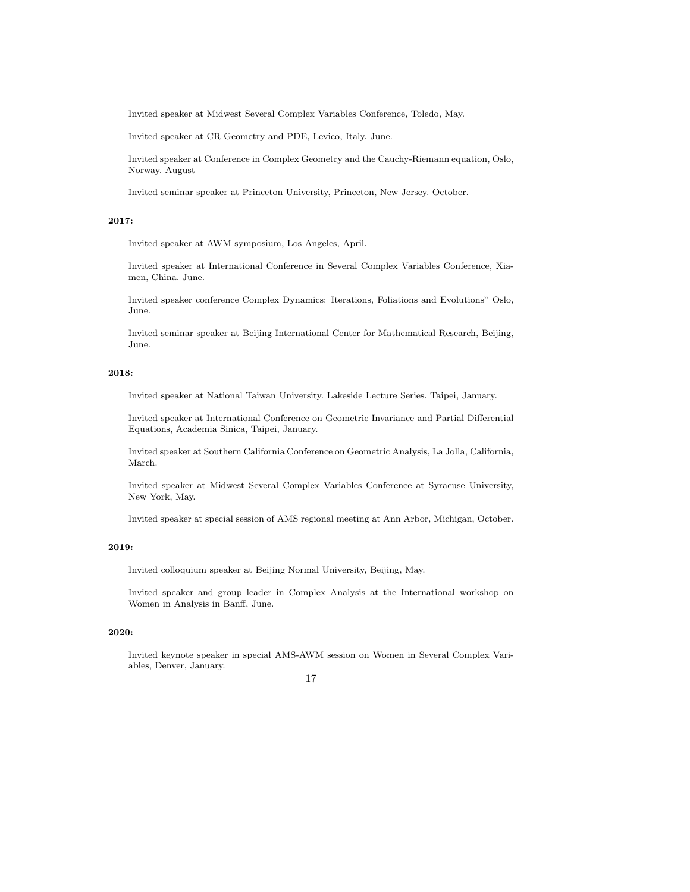Invited speaker at Midwest Several Complex Variables Conference, Toledo, May.

Invited speaker at CR Geometry and PDE, Levico, Italy. June.

Invited speaker at Conference in Complex Geometry and the Cauchy-Riemann equation, Oslo, Norway. August

Invited seminar speaker at Princeton University, Princeton, New Jersey. October.

**2017:**

Invited speaker at AWM symposium, Los Angeles, April.

Invited speaker at International Conference in Several Complex Variables Conference, Xiamen, China. June.

Invited speaker conference Complex Dynamics: Iterations, Foliations and Evolutions" Oslo, June.

Invited seminar speaker at Beijing International Center for Mathematical Research, Beijing, June.

**2018:**

Invited speaker at National Taiwan University. Lakeside Lecture Series. Taipei, January.

Invited speaker at International Conference on Geometric Invariance and Partial Differential Equations, Academia Sinica, Taipei, January.

Invited speaker at Southern California Conference on Geometric Analysis, La Jolla, California, March.

Invited speaker at Midwest Several Complex Variables Conference at Syracuse University, New York, May.

Invited speaker at special session of AMS regional meeting at Ann Arbor, Michigan, October.

**2019:**

Invited colloquium speaker at Beijing Normal University, Beijing, May.

Invited speaker and group leader in Complex Analysis at the International workshop on Women in Analysis in Banff, June.

**2020:**

Invited keynote speaker in special AMS-AWM session on Women in Several Complex Variables, Denver, January.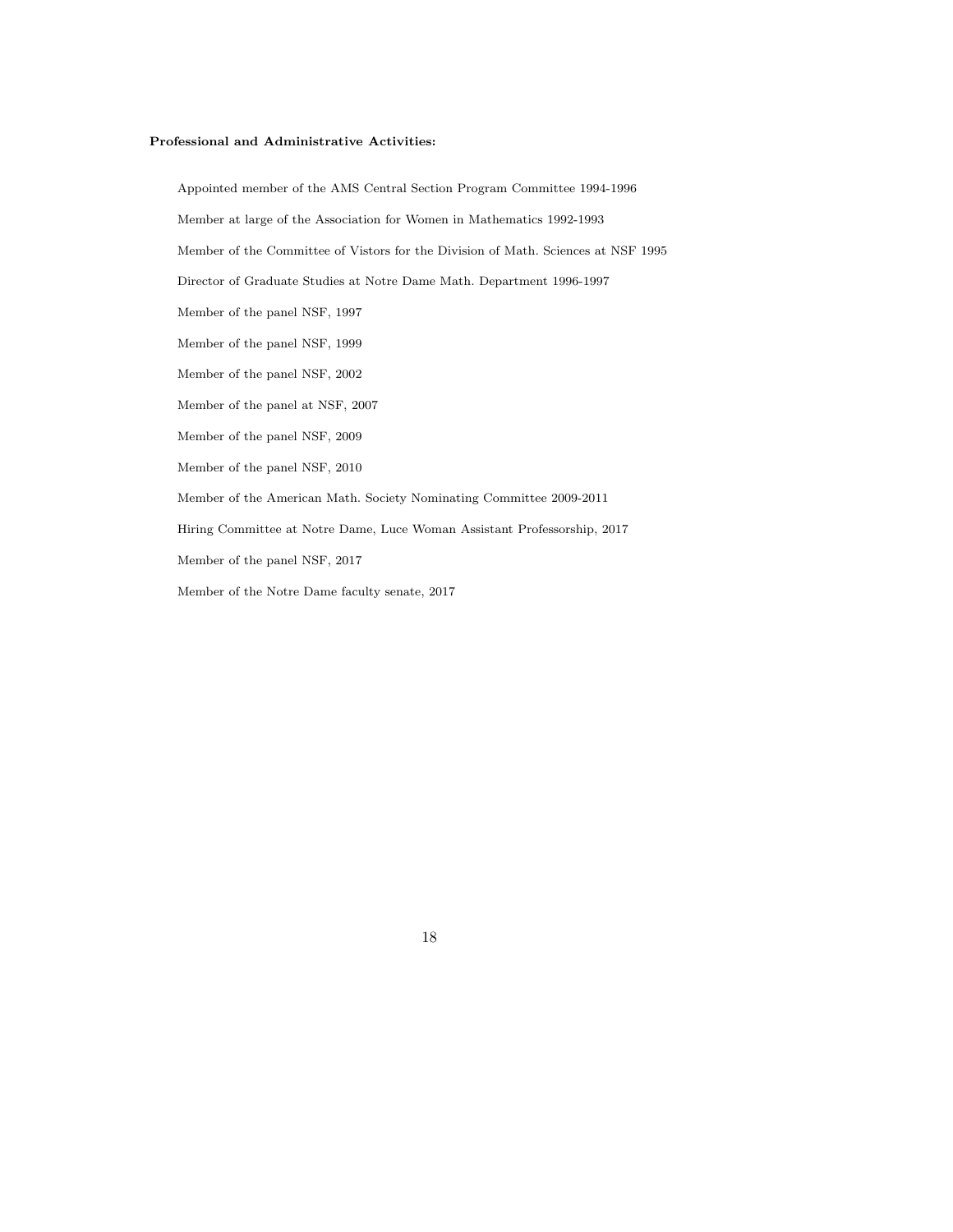**Professional and Administrative Activities:**

Appointed member of the AMS Central Section Program Committee 1994-1996

Member at large of the Association for Women in Mathematics 1992-1993

Member of the Committee of Vistors for the Division of Math. Sciences at NSF 1995

Director of Graduate Studies at Notre Dame Math. Department 1996-1997

Member of the panel NSF, 1997

Member of the panel NSF, 1999

Member of the panel NSF, 2002

Member of the panel at NSF, 2007

Member of the panel NSF, 2009

Member of the panel NSF, 2010

Member of the American Math. Society Nominating Committee 2009-2011

Hiring Committee at Notre Dame, Luce Woman Assistant Professorship, 2017

Member of the panel NSF, 2017

Member of the Notre Dame faculty senate, 2017